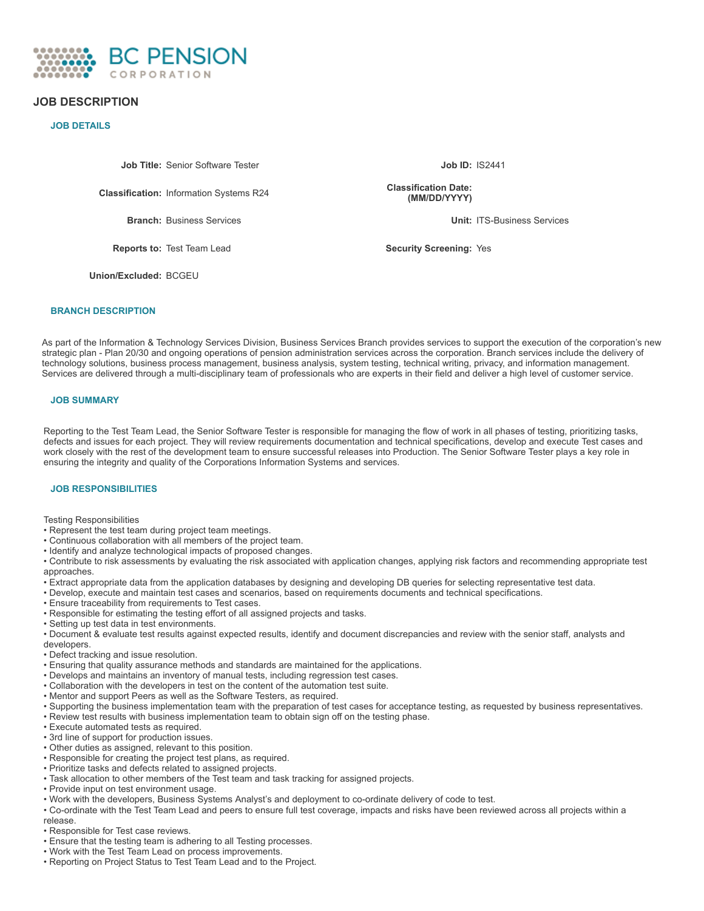BC PENSION CORPORATION

# JOB DESCRIPTION

## JOB DETAILS

| | | | |
|---|---|---|---|
| **Job Title:** | Senior Software Tester | **Job ID:** | IS2441 |
| **Classification:** | Information Systems R24 | **Classification Date: (MM/DD/YYYY)** | |
| **Branch:** | Business Services | **Unit:** | ITS-Business Services |
| **Reports to:** | Test Team Lead | **Security Screening:** | Yes |
| **Union/Excluded:** | BCGEU | | |

## BRANCH DESCRIPTION

As part of the Information & Technology Services Division, Business Services Branch provides services to support the execution of the corporation's new strategic plan - Plan 20/30 and ongoing operations of pension administration services across the corporation. Branch services include the delivery of technology solutions, business process management, business analysis, system testing, technical writing, privacy, and information management. Services are delivered through a multi-disciplinary team of professionals who are experts in their field and deliver a high level of customer service.

## JOB SUMMARY

Reporting to the Test Team Lead, the Senior Software Tester is responsible for managing the flow of work in all phases of testing, prioritizing tasks, defects and issues for each project. They will review requirements documentation and technical specifications, develop and execute Test cases and work closely with the rest of the development team to ensure successful releases into Production. The Senior Software Tester plays a key role in ensuring the integrity and quality of the Corporations Information Systems and services.

## JOB RESPONSIBILITIES

Testing Responsibilities

- Represent the test team during project team meetings.
- Continuous collaboration with all members of the project team.
- Identify and analyze technological impacts of proposed changes.
- Contribute to risk assessments by evaluating the risk associated with application changes, applying risk factors and recommending appropriate test approaches.
- Extract appropriate data from the application databases by designing and developing DB queries for selecting representative test data.
- Develop, execute and maintain test cases and scenarios, based on requirements documents and technical specifications.
- Ensure traceability from requirements to Test cases.
- Responsible for estimating the testing effort of all assigned projects and tasks.
- Setting up test data in test environments.
- Document & evaluate test results against expected results, identify and document discrepancies and review with the senior staff, analysts and developers.
- Defect tracking and issue resolution.
- Ensuring that quality assurance methods and standards are maintained for the applications.
- Develops and maintains an inventory of manual tests, including regression test cases.
- Collaboration with the developers in test on the content of the automation test suite.
- Mentor and support Peers as well as the Software Testers, as required.
- Supporting the business implementation team with the preparation of test cases for acceptance testing, as requested by business representatives.
- Review test results with business implementation team to obtain sign off on the testing phase.
- Execute automated tests as required.
- 3rd line of support for production issues.
- Other duties as assigned, relevant to this position.
- Responsible for creating the project test plans, as required.
- Prioritize tasks and defects related to assigned projects.
- Task allocation to other members of the Test team and task tracking for assigned projects.
- Provide input on test environment usage.
- Work with the developers, Business Systems Analyst's and deployment to co-ordinate delivery of code to test.
- Co-ordinate with the Test Team Lead and peers to ensure full test coverage, impacts and risks have been reviewed across all projects within a release.
- Responsible for Test case reviews.
- Ensure that the testing team is adhering to all Testing processes.
- Work with the Test Team Lead on process improvements.
- Reporting on Project Status to Test Team Lead and to the Project.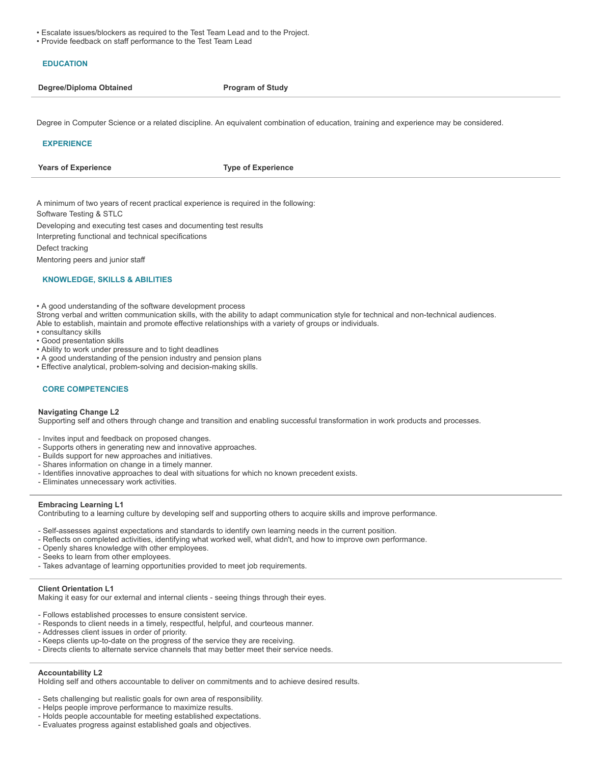- Escalate issues/blockers as required to the Test Team Lead and to the Project.
- Provide feedback on staff performance to the Test Team Lead

## EDUCATION

| Degree/Diploma Obtained | Program of Study |
| --- | --- |

Degree in Computer Science or a related discipline. An equivalent combination of education, training and experience may be considered.

## EXPERIENCE

| Years of Experience | Type of Experience |
| --- | --- |

A minimum of two years of recent practical experience is required in the following:

Software Testing & STLC

Developing and executing test cases and documenting test results

Interpreting functional and technical specifications

Defect tracking

Mentoring peers and junior staff

## KNOWLEDGE, SKILLS & ABILITIES

- A good understanding of the software development process

Strong verbal and written communication skills, with the ability to adapt communication style for technical and non-technical audiences.
Able to establish, maintain and promote effective relationships with a variety of groups or individuals.

- consultancy skills
- Good presentation skills
- Ability to work under pressure and to tight deadlines
- A good understanding of the pension industry and pension plans
- Effective analytical, problem-solving and decision-making skills.

## CORE COMPETENCIES

**Navigating Change L2**
Supporting self and others through change and transition and enabling successful transformation in work products and processes.

- Invites input and feedback on proposed changes.
- Supports others in generating new and innovative approaches.
- Builds support for new approaches and initiatives.
- Shares information on change in a timely manner.
- Identifies innovative approaches to deal with situations for which no known precedent exists.
- Eliminates unnecessary work activities.

**Embracing Learning L1**
Contributing to a learning culture by developing self and supporting others to acquire skills and improve performance.

- Self-assesses against expectations and standards to identify own learning needs in the current position.
- Reflects on completed activities, identifying what worked well, what didn't, and how to improve own performance.
- Openly shares knowledge with other employees.
- Seeks to learn from other employees.
- Takes advantage of learning opportunities provided to meet job requirements.

**Client Orientation L1**
Making it easy for our external and internal clients - seeing things through their eyes.

- Follows established processes to ensure consistent service.
- Responds to client needs in a timely, respectful, helpful, and courteous manner.
- Addresses client issues in order of priority.
- Keeps clients up-to-date on the progress of the service they are receiving.
- Directs clients to alternate service channels that may better meet their service needs.

**Accountability L2**
Holding self and others accountable to deliver on commitments and to achieve desired results.

- Sets challenging but realistic goals for own area of responsibility.
- Helps people improve performance to maximize results.
- Holds people accountable for meeting established expectations.
- Evaluates progress against established goals and objectives.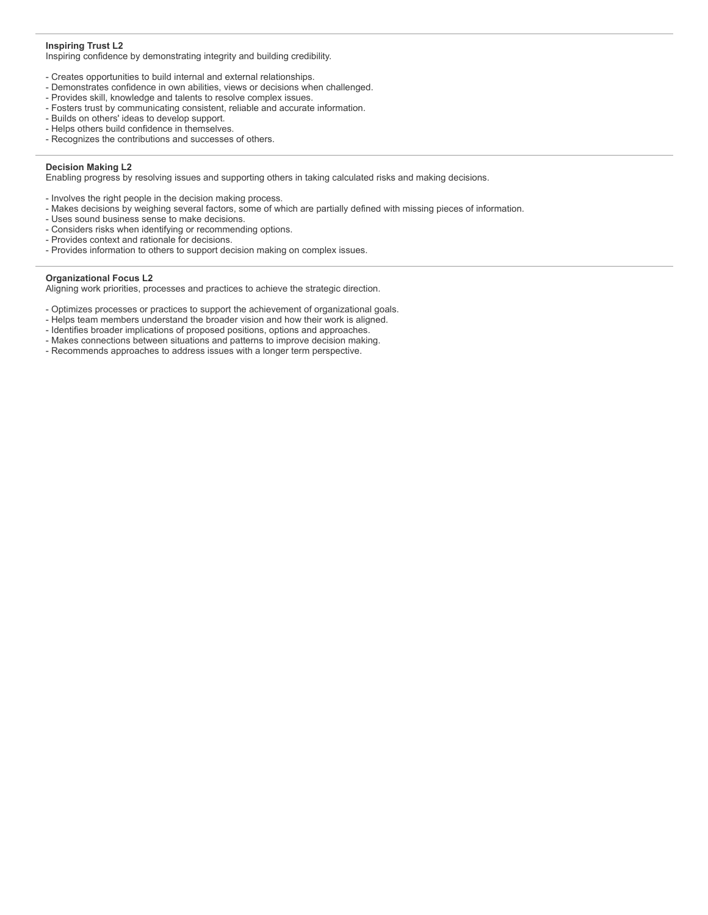**Inspiring Trust L2**
Inspiring confidence by demonstrating integrity and building credibility.

- Creates opportunities to build internal and external relationships.
- Demonstrates confidence in own abilities, views or decisions when challenged.
- Provides skill, knowledge and talents to resolve complex issues.
- Fosters trust by communicating consistent, reliable and accurate information.
- Builds on others' ideas to develop support.
- Helps others build confidence in themselves.
- Recognizes the contributions and successes of others.

---

**Decision Making L2**
Enabling progress by resolving issues and supporting others in taking calculated risks and making decisions.

- Involves the right people in the decision making process.
- Makes decisions by weighing several factors, some of which are partially defined with missing pieces of information.
- Uses sound business sense to make decisions.
- Considers risks when identifying or recommending options.
- Provides context and rationale for decisions.
- Provides information to others to support decision making on complex issues.

---

**Organizational Focus L2**
Aligning work priorities, processes and practices to achieve the strategic direction.

- Optimizes processes or practices to support the achievement of organizational goals.
- Helps team members understand the broader vision and how their work is aligned.
- Identifies broader implications of proposed positions, options and approaches.
- Makes connections between situations and patterns to improve decision making.
- Recommends approaches to address issues with a longer term perspective.